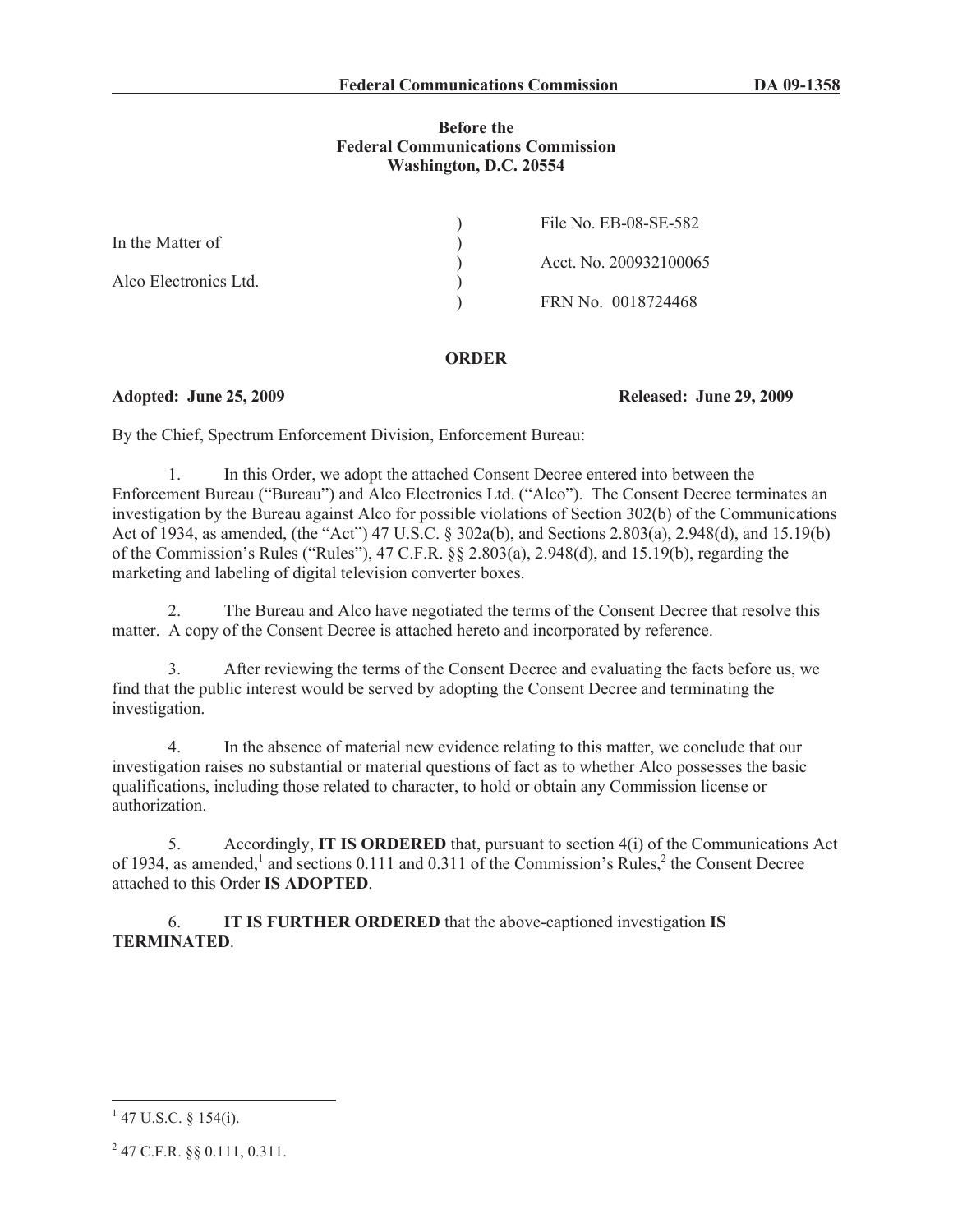**Federal Communications Commission DA 09-1358**

**Before the**
**Federal Communications Commission**
**Washington, D.C. 20554**

| | | |
|---|---|---|
| In the Matter of | ) | File No. EB-08-SE-582 |
| | ) | Acct. No. 200932100065 |
| Alco Electronics Ltd. | ) | FRN No. 0018724468 |

## ORDER

**Adopted: June 25, 2009** **Released: June 29, 2009**

By the Chief, Spectrum Enforcement Division, Enforcement Bureau:

1. In this Order, we adopt the attached Consent Decree entered into between the Enforcement Bureau ("Bureau") and Alco Electronics Ltd. ("Alco"). The Consent Decree terminates an investigation by the Bureau against Alco for possible violations of Section 302(b) of the Communications Act of 1934, as amended, (the "Act") 47 U.S.C. § 302a(b), and Sections 2.803(a), 2.948(d), and 15.19(b) of the Commission's Rules ("Rules"), 47 C.F.R. §§ 2.803(a), 2.948(d), and 15.19(b), regarding the marketing and labeling of digital television converter boxes.

2. The Bureau and Alco have negotiated the terms of the Consent Decree that resolve this matter. A copy of the Consent Decree is attached hereto and incorporated by reference.

3. After reviewing the terms of the Consent Decree and evaluating the facts before us, we find that the public interest would be served by adopting the Consent Decree and terminating the investigation.

4. In the absence of material new evidence relating to this matter, we conclude that our investigation raises no substantial or material questions of fact as to whether Alco possesses the basic qualifications, including those related to character, to hold or obtain any Commission license or authorization.

5. Accordingly, **IT IS ORDERED** that, pursuant to section 4(i) of the Communications Act of 1934, as amended,[1] and sections 0.111 and 0.311 of the Commission's Rules,[2] the Consent Decree attached to this Order **IS ADOPTED**.

6. **IT IS FURTHER ORDERED** that the above-captioned investigation **IS TERMINATED**.

---

[1] 47 U.S.C. § 154(i).

[2] 47 C.F.R. §§ 0.111, 0.311.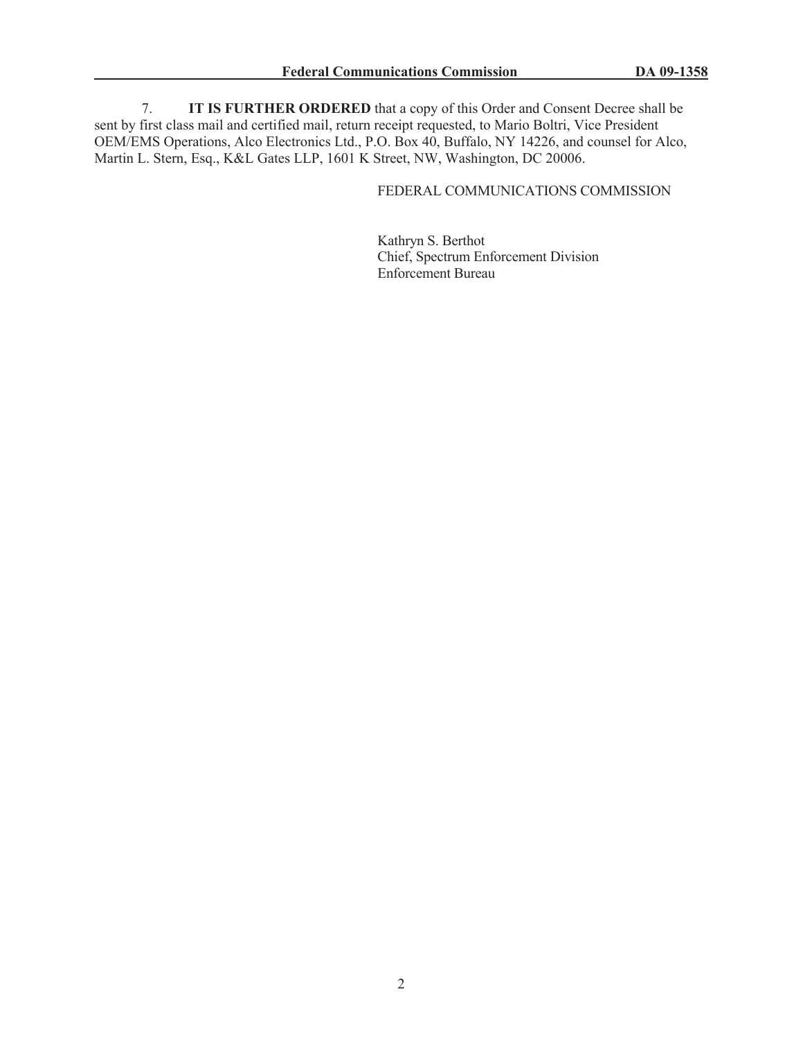7. **IT IS FURTHER ORDERED** that a copy of this Order and Consent Decree shall be sent by first class mail and certified mail, return receipt requested, to Mario Boltri, Vice President OEM/EMS Operations, Alco Electronics Ltd., P.O. Box 40, Buffalo, NY 14226, and counsel for Alco, Martin L. Stern, Esq., K&L Gates LLP, 1601 K Street, NW, Washington, DC 20006.

FEDERAL COMMUNICATIONS COMMISSION

Kathryn S. Berthot
Chief, Spectrum Enforcement Division
Enforcement Bureau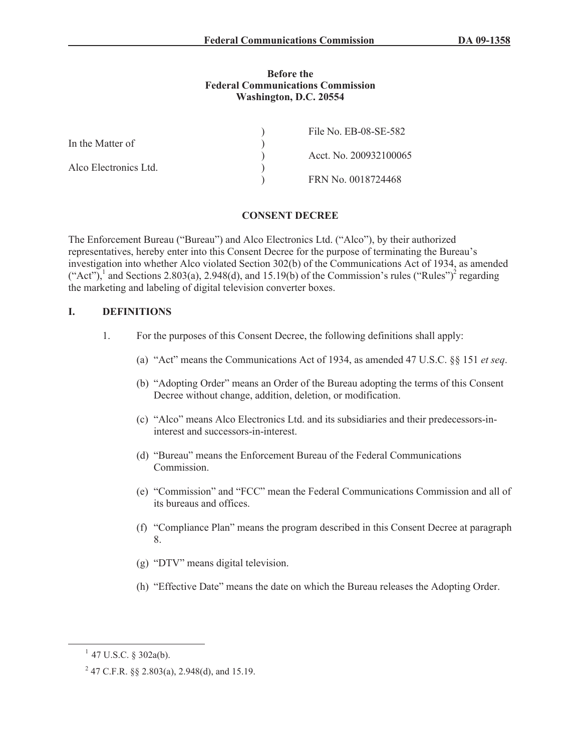**Before the**
**Federal Communications Commission**
**Washington, D.C. 20554**

| | | |
|---|---|---|
| In the Matter of | ) | File No. EB-08-SE-582 |
| | ) | |
| Alco Electronics Ltd. | ) | Acct. No. 200932100065 |
| | ) | |
| | ) | FRN No. 0018724468 |

## CONSENT DECREE

The Enforcement Bureau ("Bureau") and Alco Electronics Ltd. ("Alco"), by their authorized representatives, hereby enter into this Consent Decree for the purpose of terminating the Bureau's investigation into whether Alco violated Section 302(b) of the Communications Act of 1934, as amended ("Act"),[1] and Sections 2.803(a), 2.948(d), and 15.19(b) of the Commission's rules ("Rules")[2] regarding the marketing and labeling of digital television converter boxes.

## I. DEFINITIONS

1. For the purposes of this Consent Decree, the following definitions shall apply:

   (a) "Act" means the Communications Act of 1934, as amended 47 U.S.C. §§ 151 *et seq*.

   (b) "Adopting Order" means an Order of the Bureau adopting the terms of this Consent Decree without change, addition, deletion, or modification.

   (c) "Alco" means Alco Electronics Ltd. and its subsidiaries and their predecessors-in-interest and successors-in-interest.

   (d) "Bureau" means the Enforcement Bureau of the Federal Communications Commission.

   (e) "Commission" and "FCC" mean the Federal Communications Commission and all of its bureaus and offices.

   (f) "Compliance Plan" means the program described in this Consent Decree at paragraph 8.

   (g) "DTV" means digital television.

   (h) "Effective Date" means the date on which the Bureau releases the Adopting Order.

---

[1] 47 U.S.C. § 302a(b).

[2] 47 C.F.R. §§ 2.803(a), 2.948(d), and 15.19.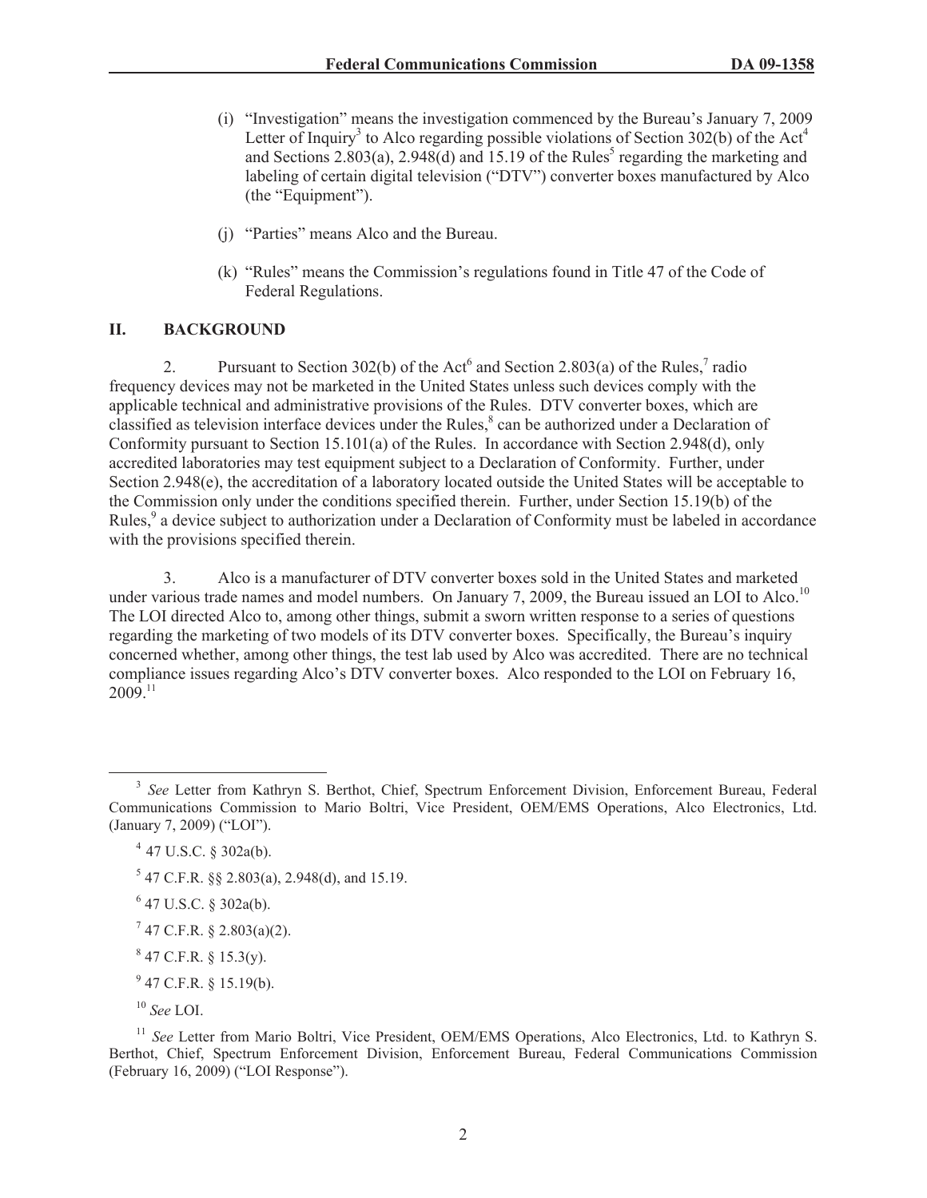(i) "Investigation" means the investigation commenced by the Bureau's January 7, 2009 Letter of Inquiry[3] to Alco regarding possible violations of Section 302(b) of the Act[4] and Sections 2.803(a), 2.948(d) and 15.19 of the Rules[5] regarding the marketing and labeling of certain digital television ("DTV") converter boxes manufactured by Alco (the "Equipment").

(j) "Parties" means Alco and the Bureau.

(k) "Rules" means the Commission's regulations found in Title 47 of the Code of Federal Regulations.

## II. BACKGROUND

2. Pursuant to Section 302(b) of the Act[6] and Section 2.803(a) of the Rules,[7] radio frequency devices may not be marketed in the United States unless such devices comply with the applicable technical and administrative provisions of the Rules. DTV converter boxes, which are classified as television interface devices under the Rules,[8] can be authorized under a Declaration of Conformity pursuant to Section 15.101(a) of the Rules. In accordance with Section 2.948(d), only accredited laboratories may test equipment subject to a Declaration of Conformity. Further, under Section 2.948(e), the accreditation of a laboratory located outside the United States will be acceptable to the Commission only under the conditions specified therein. Further, under Section 15.19(b) of the Rules,[9] a device subject to authorization under a Declaration of Conformity must be labeled in accordance with the provisions specified therein.

3. Alco is a manufacturer of DTV converter boxes sold in the United States and marketed under various trade names and model numbers. On January 7, 2009, the Bureau issued an LOI to Alco.[10] The LOI directed Alco to, among other things, submit a sworn written response to a series of questions regarding the marketing of two models of its DTV converter boxes. Specifically, the Bureau's inquiry concerned whether, among other things, the test lab used by Alco was accredited. There are no technical compliance issues regarding Alco's DTV converter boxes. Alco responded to the LOI on February 16, 2009.[11]

---

[3] *See* Letter from Kathryn S. Berthot, Chief, Spectrum Enforcement Division, Enforcement Bureau, Federal Communications Commission to Mario Boltri, Vice President, OEM/EMS Operations, Alco Electronics, Ltd. (January 7, 2009) ("LOI").

[4] 47 U.S.C. § 302a(b).

[5] 47 C.F.R. §§ 2.803(a), 2.948(d), and 15.19.

[6] 47 U.S.C. § 302a(b).

[7] 47 C.F.R. § 2.803(a)(2).

[8] 47 C.F.R. § 15.3(y).

[9] 47 C.F.R. § 15.19(b).

[10] *See* LOI.

[11] *See* Letter from Mario Boltri, Vice President, OEM/EMS Operations, Alco Electronics, Ltd. to Kathryn S. Berthot, Chief, Spectrum Enforcement Division, Enforcement Bureau, Federal Communications Commission (February 16, 2009) ("LOI Response").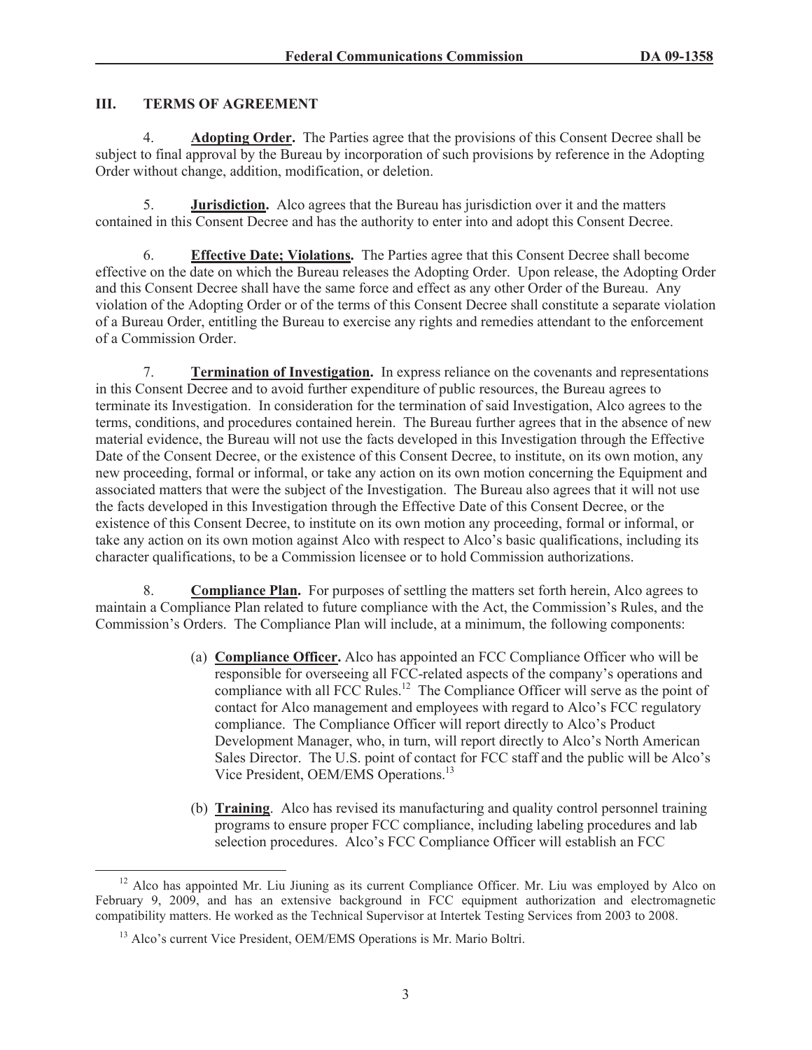## III. TERMS OF AGREEMENT

4. **Adopting Order.** The Parties agree that the provisions of this Consent Decree shall be subject to final approval by the Bureau by incorporation of such provisions by reference in the Adopting Order without change, addition, modification, or deletion.

5. **Jurisdiction.** Alco agrees that the Bureau has jurisdiction over it and the matters contained in this Consent Decree and has the authority to enter into and adopt this Consent Decree.

6. **Effective Date; Violations.** The Parties agree that this Consent Decree shall become effective on the date on which the Bureau releases the Adopting Order. Upon release, the Adopting Order and this Consent Decree shall have the same force and effect as any other Order of the Bureau. Any violation of the Adopting Order or of the terms of this Consent Decree shall constitute a separate violation of a Bureau Order, entitling the Bureau to exercise any rights and remedies attendant to the enforcement of a Commission Order.

7. **Termination of Investigation.** In express reliance on the covenants and representations in this Consent Decree and to avoid further expenditure of public resources, the Bureau agrees to terminate its Investigation. In consideration for the termination of said Investigation, Alco agrees to the terms, conditions, and procedures contained herein. The Bureau further agrees that in the absence of new material evidence, the Bureau will not use the facts developed in this Investigation through the Effective Date of the Consent Decree, or the existence of this Consent Decree, to institute, on its own motion, any new proceeding, formal or informal, or take any action on its own motion concerning the Equipment and associated matters that were the subject of the Investigation. The Bureau also agrees that it will not use the facts developed in this Investigation through the Effective Date of this Consent Decree, or the existence of this Consent Decree, to institute on its own motion any proceeding, formal or informal, or take any action on its own motion against Alco with respect to Alco's basic qualifications, including its character qualifications, to be a Commission licensee or to hold Commission authorizations.

8. **Compliance Plan.** For purposes of settling the matters set forth herein, Alco agrees to maintain a Compliance Plan related to future compliance with the Act, the Commission's Rules, and the Commission's Orders. The Compliance Plan will include, at a minimum, the following components:

(a) **Compliance Officer.** Alco has appointed an FCC Compliance Officer who will be responsible for overseeing all FCC-related aspects of the company's operations and compliance with all FCC Rules.[12] The Compliance Officer will serve as the point of contact for Alco management and employees with regard to Alco's FCC regulatory compliance. The Compliance Officer will report directly to Alco's Product Development Manager, who, in turn, will report directly to Alco's North American Sales Director. The U.S. point of contact for FCC staff and the public will be Alco's Vice President, OEM/EMS Operations.[13]

(b) **Training**. Alco has revised its manufacturing and quality control personnel training programs to ensure proper FCC compliance, including labeling procedures and lab selection procedures. Alco's FCC Compliance Officer will establish an FCC

[12] Alco has appointed Mr. Liu Jiuning as its current Compliance Officer. Mr. Liu was employed by Alco on February 9, 2009, and has an extensive background in FCC equipment authorization and electromagnetic compatibility matters. He worked as the Technical Supervisor at Intertek Testing Services from 2003 to 2008.

[13] Alco's current Vice President, OEM/EMS Operations is Mr. Mario Boltri.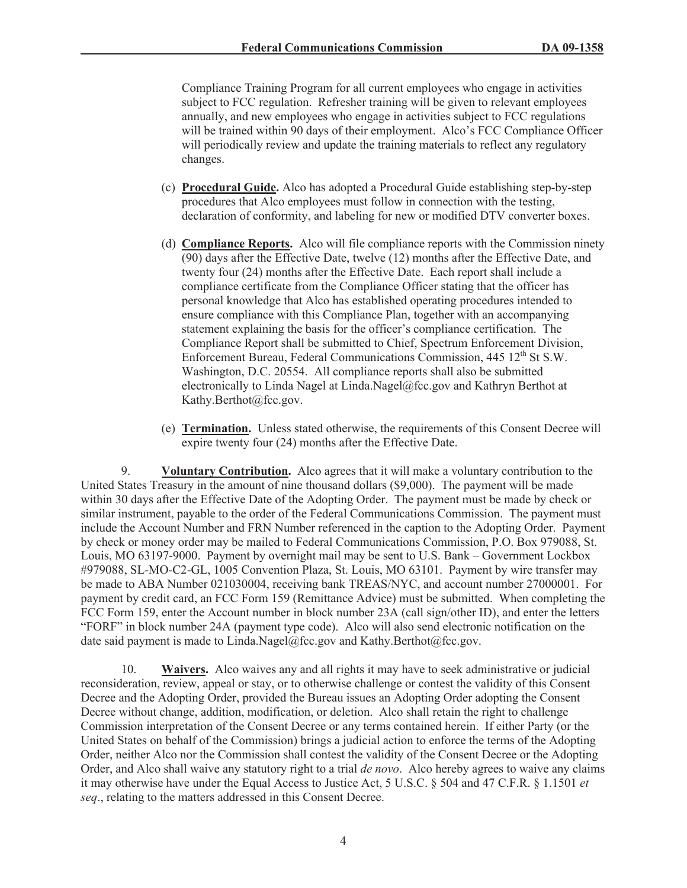Compliance Training Program for all current employees who engage in activities subject to FCC regulation. Refresher training will be given to relevant employees annually, and new employees who engage in activities subject to FCC regulations will be trained within 90 days of their employment. Alco's FCC Compliance Officer will periodically review and update the training materials to reflect any regulatory changes.

(c) **Procedural Guide.** Alco has adopted a Procedural Guide establishing step-by-step procedures that Alco employees must follow in connection with the testing, declaration of conformity, and labeling for new or modified DTV converter boxes.

(d) **Compliance Reports.** Alco will file compliance reports with the Commission ninety (90) days after the Effective Date, twelve (12) months after the Effective Date, and twenty four (24) months after the Effective Date. Each report shall include a compliance certificate from the Compliance Officer stating that the officer has personal knowledge that Alco has established operating procedures intended to ensure compliance with this Compliance Plan, together with an accompanying statement explaining the basis for the officer's compliance certification. The Compliance Report shall be submitted to Chief, Spectrum Enforcement Division, Enforcement Bureau, Federal Communications Commission, 445 12th St S.W. Washington, D.C. 20554. All compliance reports shall also be submitted electronically to Linda Nagel at Linda.Nagel@fcc.gov and Kathryn Berthot at Kathy.Berthot@fcc.gov.

(e) **Termination.** Unless stated otherwise, the requirements of this Consent Decree will expire twenty four (24) months after the Effective Date.

9. **Voluntary Contribution.** Alco agrees that it will make a voluntary contribution to the United States Treasury in the amount of nine thousand dollars ($9,000). The payment will be made within 30 days after the Effective Date of the Adopting Order. The payment must be made by check or similar instrument, payable to the order of the Federal Communications Commission. The payment must include the Account Number and FRN Number referenced in the caption to the Adopting Order. Payment by check or money order may be mailed to Federal Communications Commission, P.O. Box 979088, St. Louis, MO 63197-9000. Payment by overnight mail may be sent to U.S. Bank – Government Lockbox #979088, SL-MO-C2-GL, 1005 Convention Plaza, St. Louis, MO 63101. Payment by wire transfer may be made to ABA Number 021030004, receiving bank TREAS/NYC, and account number 27000001. For payment by credit card, an FCC Form 159 (Remittance Advice) must be submitted. When completing the FCC Form 159, enter the Account number in block number 23A (call sign/other ID), and enter the letters "FORF" in block number 24A (payment type code). Alco will also send electronic notification on the date said payment is made to Linda.Nagel@fcc.gov and Kathy.Berthot@fcc.gov.

10. **Waivers.** Alco waives any and all rights it may have to seek administrative or judicial reconsideration, review, appeal or stay, or to otherwise challenge or contest the validity of this Consent Decree and the Adopting Order, provided the Bureau issues an Adopting Order adopting the Consent Decree without change, addition, modification, or deletion. Alco shall retain the right to challenge Commission interpretation of the Consent Decree or any terms contained herein. If either Party (or the United States on behalf of the Commission) brings a judicial action to enforce the terms of the Adopting Order, neither Alco nor the Commission shall contest the validity of the Consent Decree or the Adopting Order, and Alco shall waive any statutory right to a trial *de novo*. Alco hereby agrees to waive any claims it may otherwise have under the Equal Access to Justice Act, 5 U.S.C. § 504 and 47 C.F.R. § 1.1501 *et seq*., relating to the matters addressed in this Consent Decree.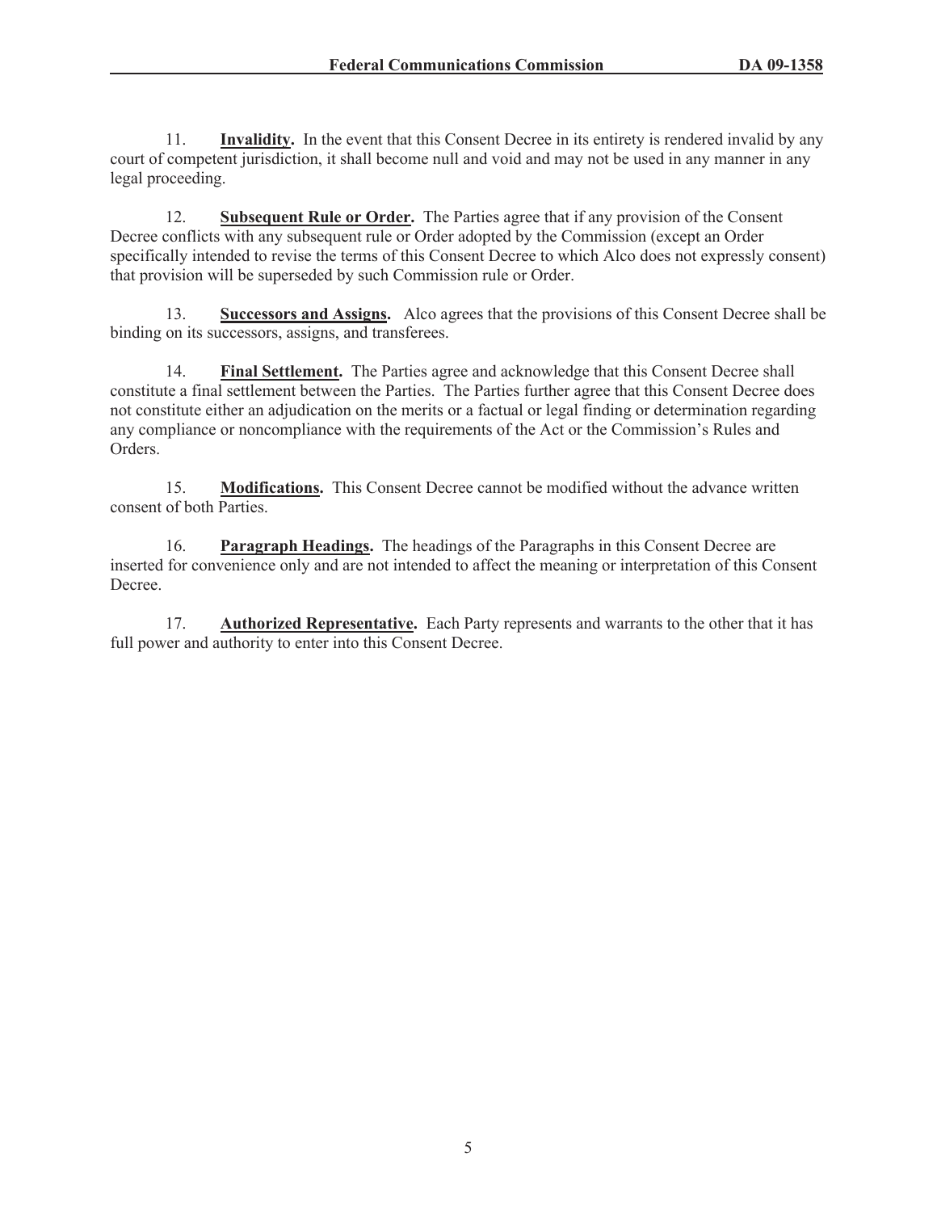11. **Invalidity.** In the event that this Consent Decree in its entirety is rendered invalid by any court of competent jurisdiction, it shall become null and void and may not be used in any manner in any legal proceeding.

12. **Subsequent Rule or Order.** The Parties agree that if any provision of the Consent Decree conflicts with any subsequent rule or Order adopted by the Commission (except an Order specifically intended to revise the terms of this Consent Decree to which Alco does not expressly consent) that provision will be superseded by such Commission rule or Order.

13. **Successors and Assigns.** Alco agrees that the provisions of this Consent Decree shall be binding on its successors, assigns, and transferees.

14. **Final Settlement.** The Parties agree and acknowledge that this Consent Decree shall constitute a final settlement between the Parties. The Parties further agree that this Consent Decree does not constitute either an adjudication on the merits or a factual or legal finding or determination regarding any compliance or noncompliance with the requirements of the Act or the Commission's Rules and Orders.

15. **Modifications.** This Consent Decree cannot be modified without the advance written consent of both Parties.

16. **Paragraph Headings.** The headings of the Paragraphs in this Consent Decree are inserted for convenience only and are not intended to affect the meaning or interpretation of this Consent Decree.

17. **Authorized Representative.** Each Party represents and warrants to the other that it has full power and authority to enter into this Consent Decree.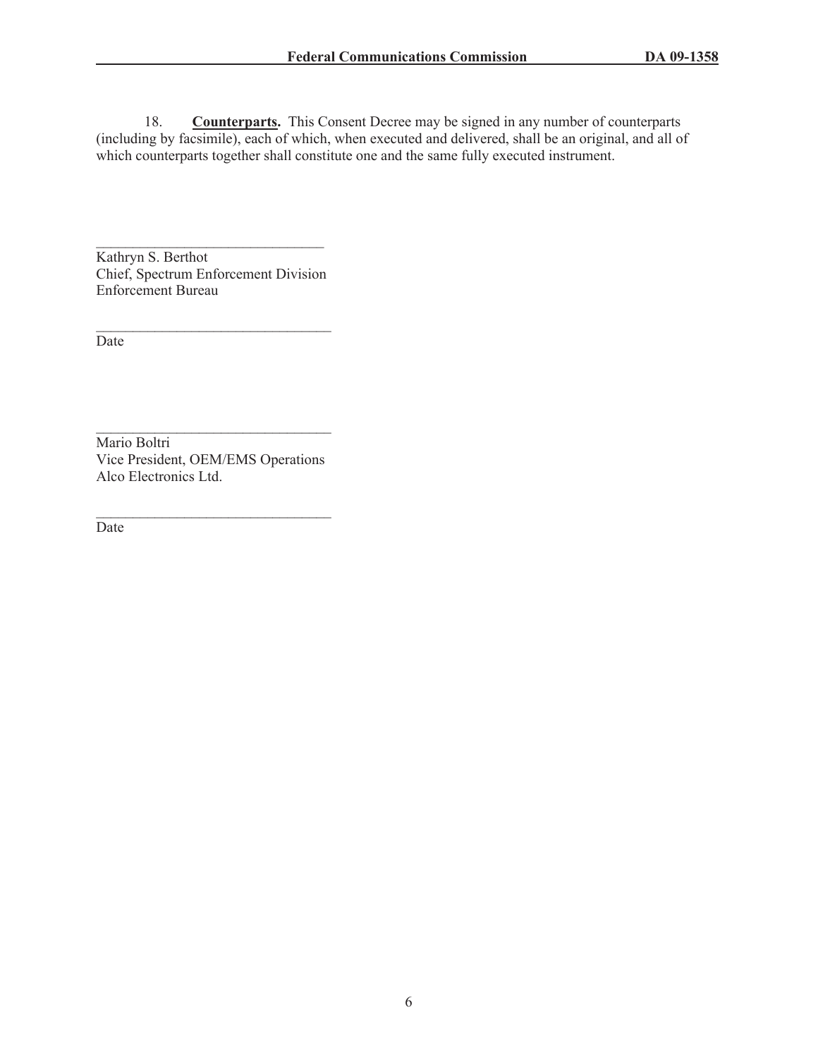18. **Counterparts.** This Consent Decree may be signed in any number of counterparts (including by facsimile), each of which, when executed and delivered, shall be an original, and all of which counterparts together shall constitute one and the same fully executed instrument.

\_\_\_\_\_\_\_\_\_\_\_\_\_\_\_\_\_\_\_\_\_\_\_\_\_\_\_\_\_\_\_\_

Kathryn S. Berthot
Chief, Spectrum Enforcement Division
Enforcement Bureau

\_\_\_\_\_\_\_\_\_\_\_\_\_\_\_\_\_\_\_\_\_\_\_\_\_\_\_\_\_\_\_\_

Date

\_\_\_\_\_\_\_\_\_\_\_\_\_\_\_\_\_\_\_\_\_\_\_\_\_\_\_\_\_\_\_\_

Mario Boltri
Vice President, OEM/EMS Operations
Alco Electronics Ltd.

\_\_\_\_\_\_\_\_\_\_\_\_\_\_\_\_\_\_\_\_\_\_\_\_\_\_\_\_\_\_\_\_

Date